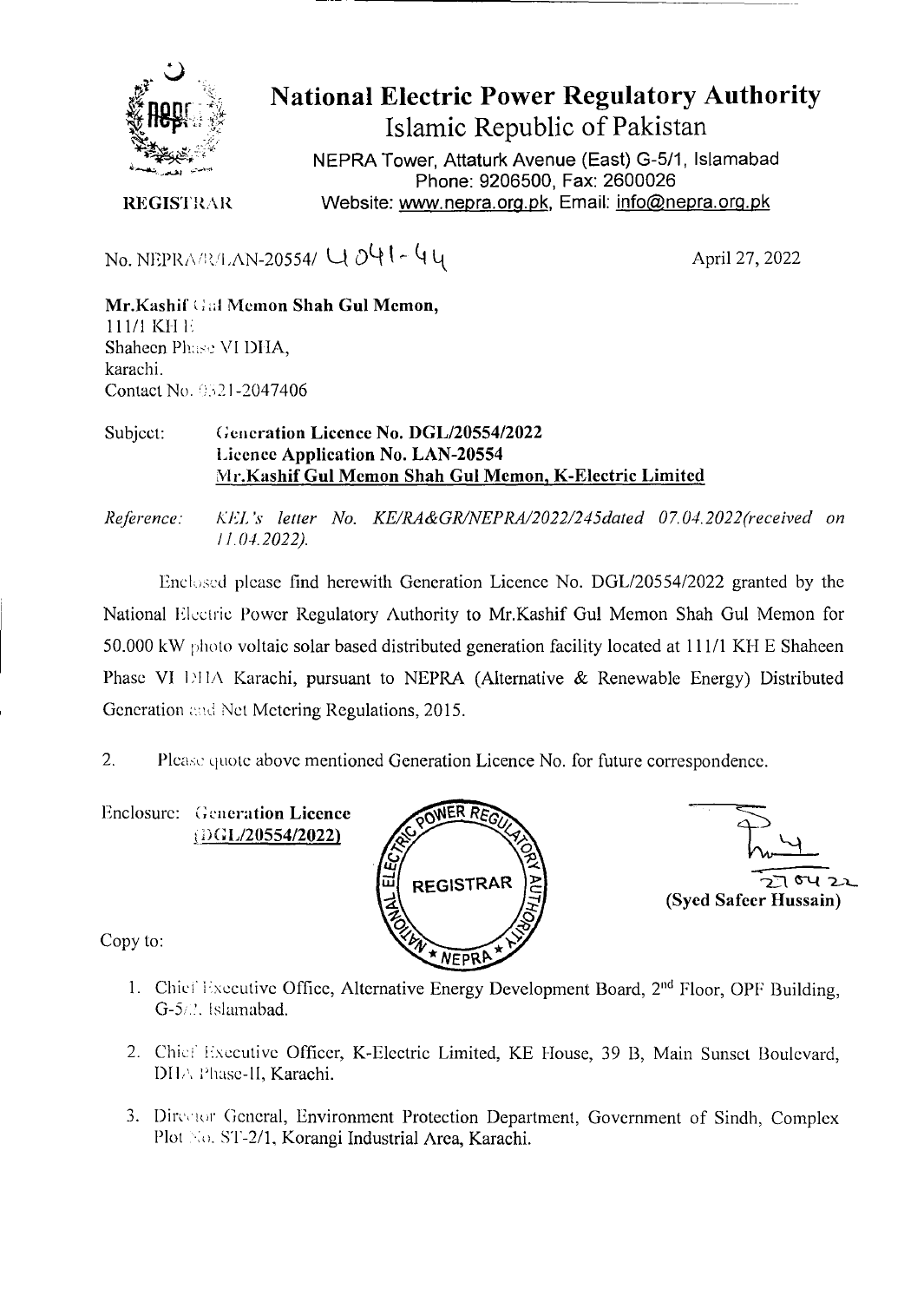# National Electric Power Regulatory Authority

## Islamic Republic of Pakistan

NEPRA Tower, Attaturk Avenue (East) G-5/1, Islamabad
Phone: 9206500, Fax: 2600026
Website: www.nepra.org.pk, Email: info@nepra.org.pk

**REGISTRAR**

No. NEPRA/R/LAN-20554/ 4041-44

April 27, 2022

**Mr.Kashif Gul Memon Shah Gul Memon,**
111/1 KH E
Shaheen Phase VI DHA,
karachi.
Contact No. 0321-2047406

Subject: **Generation Licence No. DGL/20554/2022**
**Licence Application No. LAN-20554**
**Mr.Kashif Gul Memon Shah Gul Memon, K-Electric Limited**

*Reference: KEL's letter No. KE/RA&GR/NEPRA/2022/245dated 07.04.2022(received on 11.04.2022).*

Enclosed please find herewith Generation Licence No. DGL/20554/2022 granted by the National Electric Power Regulatory Authority to Mr.Kashif Gul Memon Shah Gul Memon for 50.000 kW photo voltaic solar based distributed generation facility located at 111/1 KH E Shaheen Phase VI DHA Karachi, pursuant to NEPRA (Alternative & Renewable Energy) Distributed Generation and Net Metering Regulations, 2015.

2. Please quote above mentioned Generation Licence No. for future correspondence.

Enclosure: **Generation Licence (DGL/20554/2022)**

27 04 22
**(Syed Safeer Hussain)**

Copy to:

1. Chief Executive Office, Alternative Energy Development Board, 2nd Floor, OPF Building, G-5/2, Islamabad.
2. Chief Executive Officer, K-Electric Limited, KE House, 39 B, Main Sunset Boulevard, DHA Phase-II, Karachi.
3. Director General, Environment Protection Department, Government of Sindh, Complex Plot No. ST-2/1, Korangi Industrial Area, Karachi.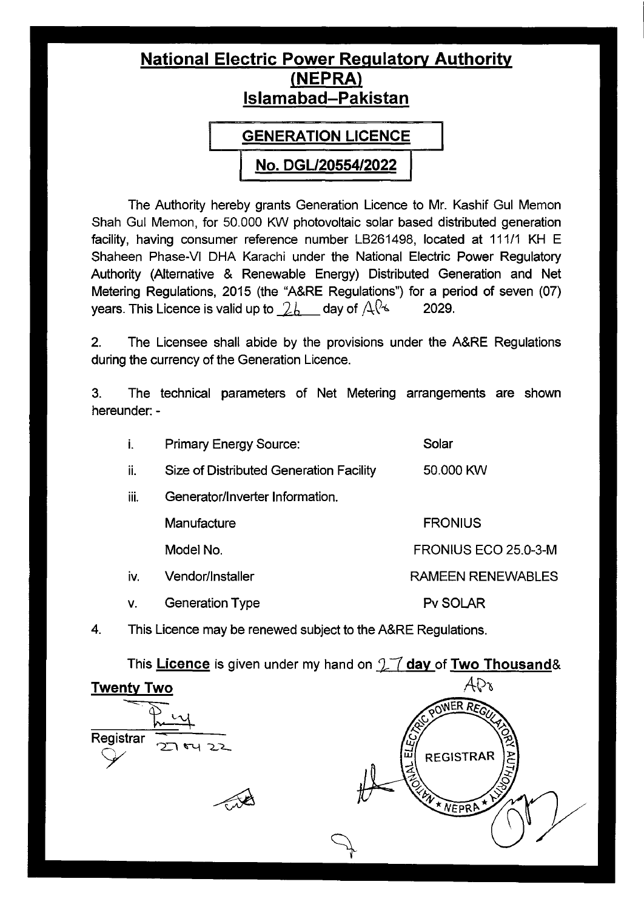# National Electric Power Regulatory Authority (NEPRA) Islamabad–Pakistan

## GENERATION LICENCE

## No. DGL/20554/2022

The Authority hereby grants Generation Licence to Mr. Kashif Gul Memon Shah Gul Memon, for 50.000 KW photovoltaic solar based distributed generation facility, having consumer reference number LB261498, located at 111/1 KH E Shaheen Phase-VI DHA Karachi under the National Electric Power Regulatory Authority (Alternative & Renewable Energy) Distributed Generation and Net Metering Regulations, 2015 (the "A&RE Regulations") for a period of seven (07) years. This Licence is valid up to 26 day of Apr 2029.

2. The Licensee shall abide by the provisions under the A&RE Regulations during the currency of the Generation Licence.

3. The technical parameters of Net Metering arrangements are shown hereunder: -

| | | |
|---|---|---|
| i. | Primary Energy Source: | Solar |
| ii. | Size of Distributed Generation Facility | 50.000 KW |
| iii. | Generator/Inverter Information. | |
| | Manufacture | FRONIUS |
| | Model No. | FRONIUS ECO 25.0-3-M |
| iv. | Vendor/Installer | RAMEEN RENEWABLES |
| v. | Generation Type | Pv SOLAR |

4. This Licence may be renewed subject to the A&RE Regulations.

This **Licence** is given under my hand on 27 **day** of **Two Thousand& Twenty Two** Apr

Registrar 27-04-22

NATIONAL ELECTRIC POWER REGULATORY AUTHORITY REGISTRAR NEPRA